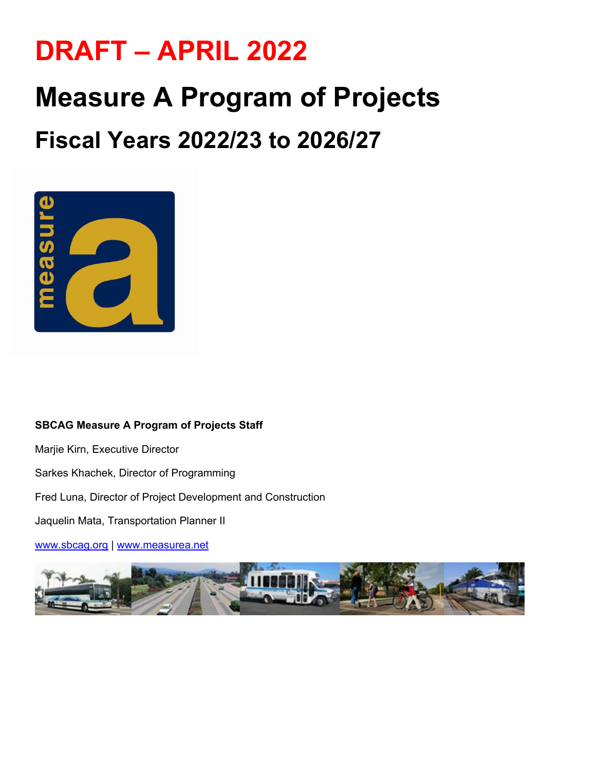# DRAFT – APRIL 2022

# Measure A Program of Projects

## Fiscal Years 2022/23 to 2026/27

**SBCAG Measure A Program of Projects Staff**

Marjie Kirn, Executive Director

Sarkes Khachek, Director of Programming

Fred Luna, Director of Project Development and Construction

Jaquelin Mata, Transportation Planner II

www.sbcag.org | www.measurea.net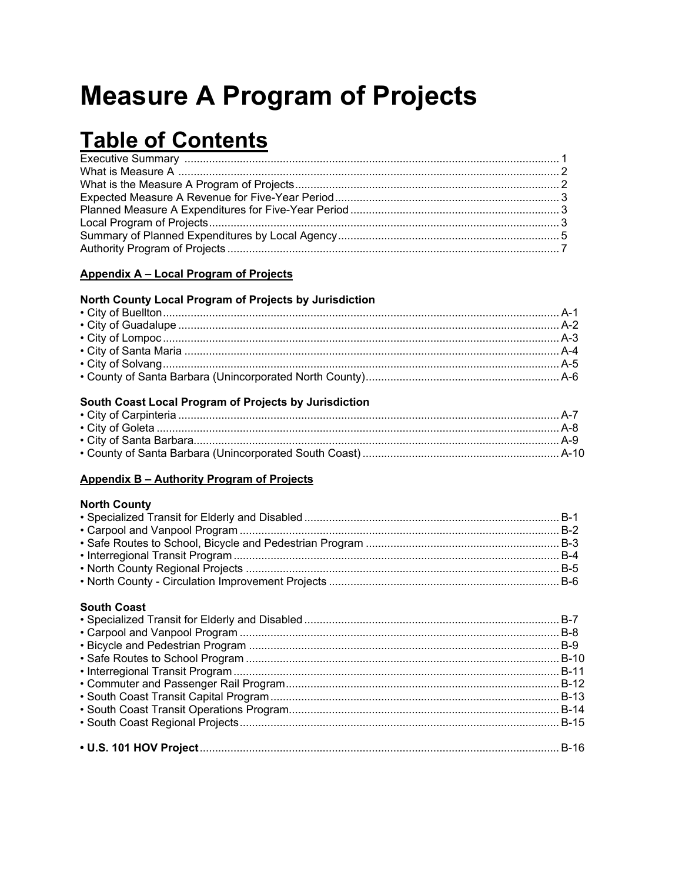# Measure A Program of Projects

## Table of Contents

Executive Summary ........................................................................................................................ 1
What is Measure A .......................................................................................................................... 2
What is the Measure A Program of Projects..................................................................................... 2
Expected Measure A Revenue for Five-Year Period........................................................................ 3
Planned Measure A Expenditures for Five-Year Period ................................................................... 3
Local Program of Projects................................................................................................................ 3
Summary of Planned Expenditures by Local Agency....................................................................... 5
Authority Program of Projects .......................................................................................................... 7

**Appendix A – Local Program of Projects**

**North County Local Program of Projects by Jurisdiction**

- City of Buellton............................................................................................................................... A-1
- City of Guadalupe .......................................................................................................................... A-2
- City of Lompoc ............................................................................................................................... A-3
- City of Santa Maria ........................................................................................................................ A-4
- City of Solvang............................................................................................................................... A-5
- County of Santa Barbara (Unincorporated North County).............................................................. A-6

**South Coast Local Program of Projects by Jurisdiction**

- City of Carpinteria .......................................................................................................................... A-7
- City of Goleta ................................................................................................................................. A-8
- City of Santa Barbara...................................................................................................................... A-9
- County of Santa Barbara (Unincorporated South Coast) ............................................................... A-10

**Appendix B – Authority Program of Projects**

**North County**

- Specialized Transit for Elderly and Disabled .................................................................................. B-1
- Carpool and Vanpool Program ....................................................................................................... B-2
- Safe Routes to School, Bicycle and Pedestrian Program .............................................................. B-3
- Interregional Transit Program ......................................................................................................... B-4
- North County Regional Projects ..................................................................................................... B-5
- North County - Circulation Improvement Projects .......................................................................... B-6

**South Coast**

- Specialized Transit for Elderly and Disabled .................................................................................. B-7
- Carpool and Vanpool Program ....................................................................................................... B-8
- Bicycle and Pedestrian Program .................................................................................................... B-9
- Safe Routes to School Program ..................................................................................................... B-10
- Interregional Transit Program ......................................................................................................... B-11
- Commuter and Passenger Rail Program......................................................................................... B-12
- South Coast Transit Capital Program.............................................................................................. B-13
- South Coast Transit Operations Program....................................................................................... B-14
- South Coast Regional Projects....................................................................................................... B-15

- **U.S. 101 HOV Project**................................................................................................................... B-16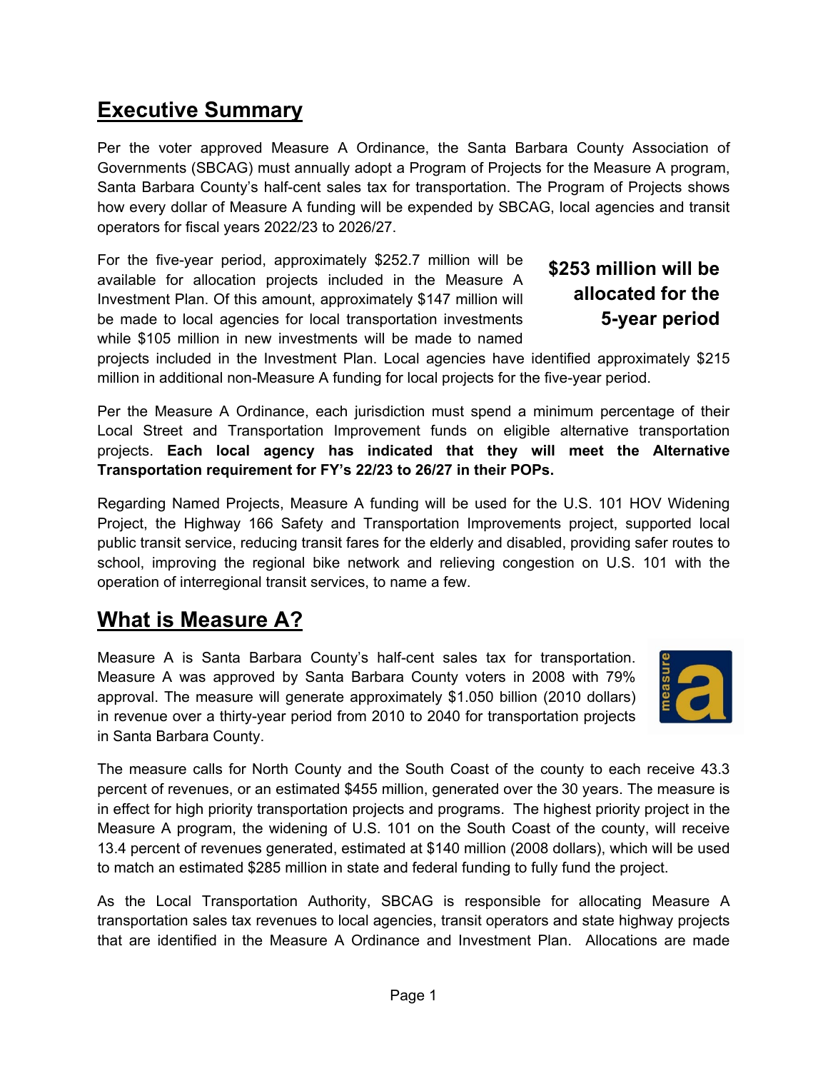## Executive Summary

Per the voter approved Measure A Ordinance, the Santa Barbara County Association of Governments (SBCAG) must annually adopt a Program of Projects for the Measure A program, Santa Barbara County's half-cent sales tax for transportation. The Program of Projects shows how every dollar of Measure A funding will be expended by SBCAG, local agencies and transit operators for fiscal years 2022/23 to 2026/27.

**$253 million will be allocated for the 5-year period**

For the five-year period, approximately $252.7 million will be available for allocation projects included in the Measure A Investment Plan. Of this amount, approximately $147 million will be made to local agencies for local transportation investments while $105 million in new investments will be made to named projects included in the Investment Plan. Local agencies have identified approximately $215 million in additional non-Measure A funding for local projects for the five-year period.

Per the Measure A Ordinance, each jurisdiction must spend a minimum percentage of their Local Street and Transportation Improvement funds on eligible alternative transportation projects. **Each local agency has indicated that they will meet the Alternative Transportation requirement for FY's 22/23 to 26/27 in their POPs.**

Regarding Named Projects, Measure A funding will be used for the U.S. 101 HOV Widening Project, the Highway 166 Safety and Transportation Improvements project, supported local public transit service, reducing transit fares for the elderly and disabled, providing safer routes to school, improving the regional bike network and relieving congestion on U.S. 101 with the operation of interregional transit services, to name a few.

## What is Measure A?

Measure A is Santa Barbara County's half-cent sales tax for transportation. Measure A was approved by Santa Barbara County voters in 2008 with 79% approval. The measure will generate approximately $1.050 billion (2010 dollars) in revenue over a thirty-year period from 2010 to 2040 for transportation projects in Santa Barbara County.

The measure calls for North County and the South Coast of the county to each receive 43.3 percent of revenues, or an estimated $455 million, generated over the 30 years. The measure is in effect for high priority transportation projects and programs. The highest priority project in the Measure A program, the widening of U.S. 101 on the South Coast of the county, will receive 13.4 percent of revenues generated, estimated at $140 million (2008 dollars), which will be used to match an estimated $285 million in state and federal funding to fully fund the project.

As the Local Transportation Authority, SBCAG is responsible for allocating Measure A transportation sales tax revenues to local agencies, transit operators and state highway projects that are identified in the Measure A Ordinance and Investment Plan. Allocations are made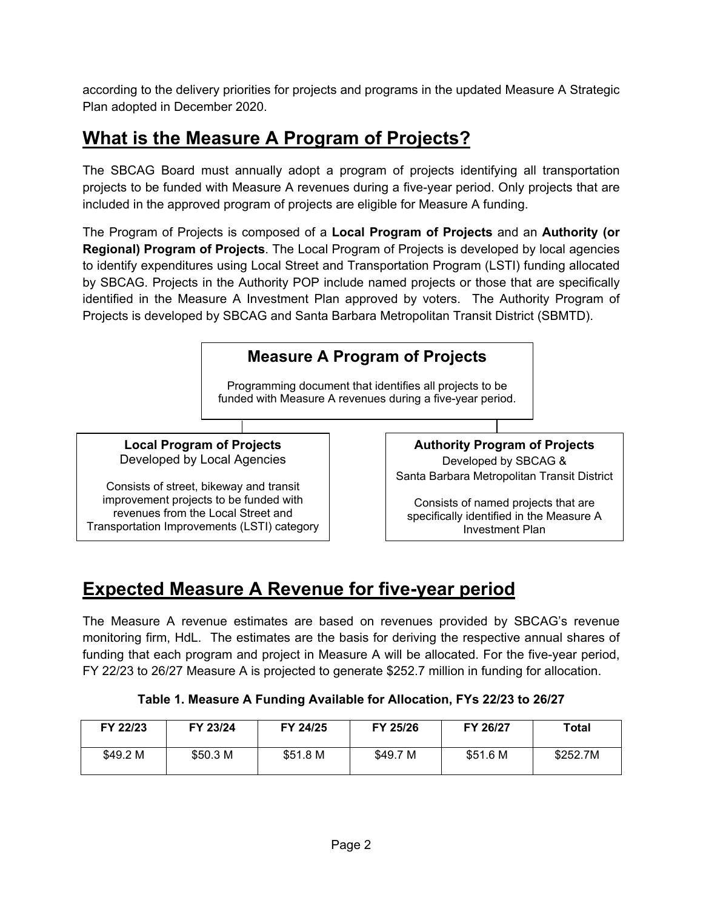according to the delivery priorities for projects and programs in the updated Measure A Strategic Plan adopted in December 2020.

## What is the Measure A Program of Projects?

The SBCAG Board must annually adopt a program of projects identifying all transportation projects to be funded with Measure A revenues during a five-year period. Only projects that are included in the approved program of projects are eligible for Measure A funding.

The Program of Projects is composed of a **Local Program of Projects** and an **Authority (or Regional) Program of Projects**. The Local Program of Projects is developed by local agencies to identify expenditures using Local Street and Transportation Program (LSTI) funding allocated by SBCAG. Projects in the Authority POP include named projects or those that are specifically identified in the Measure A Investment Plan approved by voters. The Authority Program of Projects is developed by SBCAG and Santa Barbara Metropolitan Transit District (SBMTD).

**Measure A Program of Projects**

Programming document that identifies all projects to be funded with Measure A revenues during a five-year period.

**Local Program of Projects**
Developed by Local Agencies

Consists of street, bikeway and transit improvement projects to be funded with revenues from the Local Street and Transportation Improvements (LSTI) category

**Authority Program of Projects**
Developed by SBCAG & Santa Barbara Metropolitan Transit District

Consists of named projects that are specifically identified in the Measure A Investment Plan

## Expected Measure A Revenue for five-year period

The Measure A revenue estimates are based on revenues provided by SBCAG's revenue monitoring firm, HdL. The estimates are the basis for deriving the respective annual shares of funding that each program and project in Measure A will be allocated. For the five-year period, FY 22/23 to 26/27 Measure A is projected to generate $252.7 million in funding for allocation.

**Table 1. Measure A Funding Available for Allocation, FYs 22/23 to 26/27**

| FY 22/23 | FY 23/24 | FY 24/25 | FY 25/26 | FY 26/27 | Total |
|---|---|---|---|---|---|
| $49.2 M | $50.3 M | $51.8 M | $49.7 M | $51.6 M | $252.7M |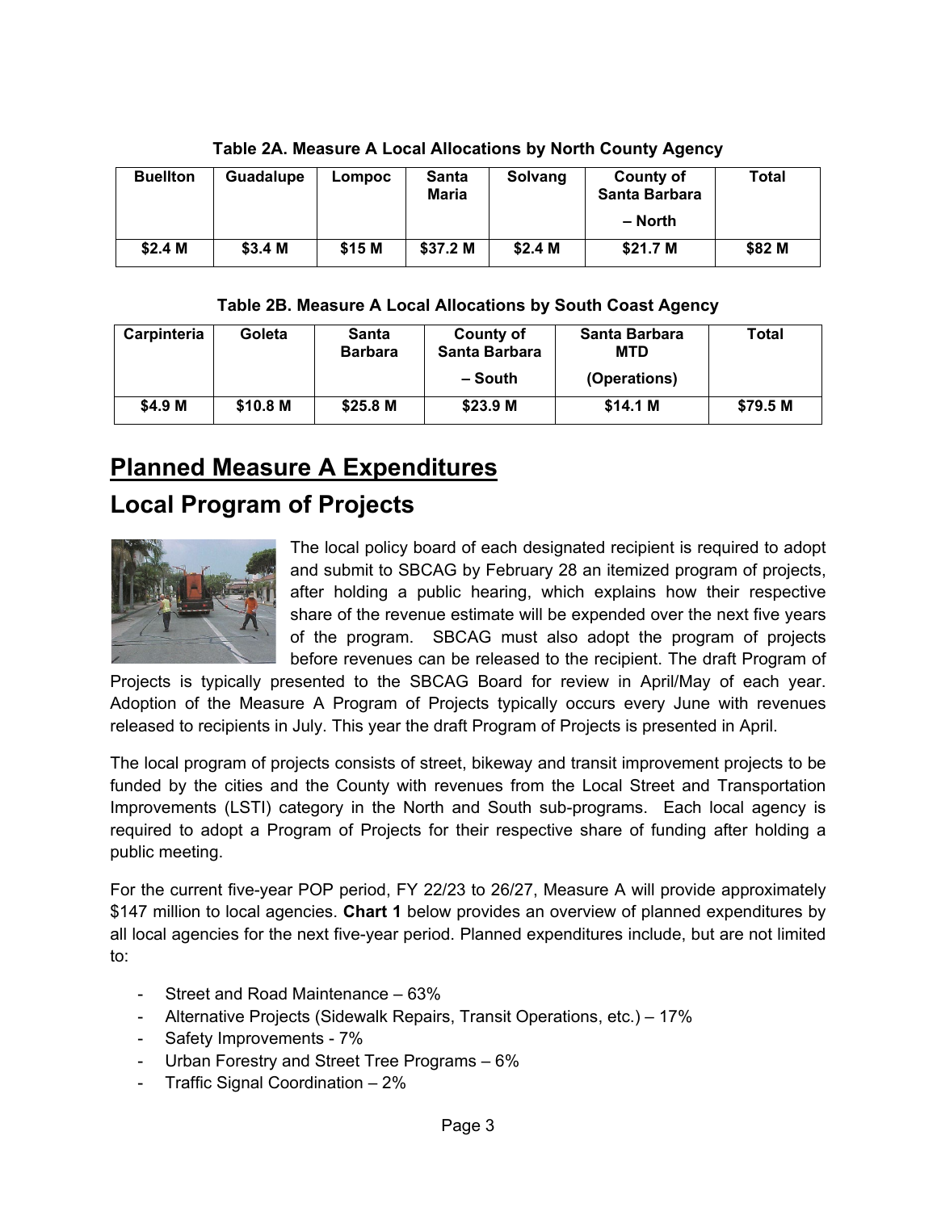**Table 2A. Measure A Local Allocations by North County Agency**

| Buellton | Guadalupe | Lompoc | Santa Maria | Solvang | County of Santa Barbara – North | Total |
|---|---|---|---|---|---|---|
| $2.4 M | $3.4 M | $15 M | $37.2 M | $2.4 M | $21.7 M | $82 M |

**Table 2B. Measure A Local Allocations by South Coast Agency**

| Carpinteria | Goleta | Santa Barbara | County of Santa Barbara – South | Santa Barbara MTD (Operations) | Total |
|---|---|---|---|---|---|
| $4.9 M | $10.8 M | $25.8 M | $23.9 M | $14.1 M | $79.5 M |

# Planned Measure A Expenditures

## Local Program of Projects

The local policy board of each designated recipient is required to adopt and submit to SBCAG by February 28 an itemized program of projects, after holding a public hearing, which explains how their respective share of the revenue estimate will be expended over the next five years of the program. SBCAG must also adopt the program of projects before revenues can be released to the recipient. The draft Program of Projects is typically presented to the SBCAG Board for review in April/May of each year. Adoption of the Measure A Program of Projects typically occurs every June with revenues released to recipients in July. This year the draft Program of Projects is presented in April.

The local program of projects consists of street, bikeway and transit improvement projects to be funded by the cities and the County with revenues from the Local Street and Transportation Improvements (LSTI) category in the North and South sub-programs. Each local agency is required to adopt a Program of Projects for their respective share of funding after holding a public meeting.

For the current five-year POP period, FY 22/23 to 26/27, Measure A will provide approximately $147 million to local agencies. **Chart 1** below provides an overview of planned expenditures by all local agencies for the next five-year period. Planned expenditures include, but are not limited to:

- Street and Road Maintenance – 63%
- Alternative Projects (Sidewalk Repairs, Transit Operations, etc.) – 17%
- Safety Improvements - 7%
- Urban Forestry and Street Tree Programs – 6%
- Traffic Signal Coordination – 2%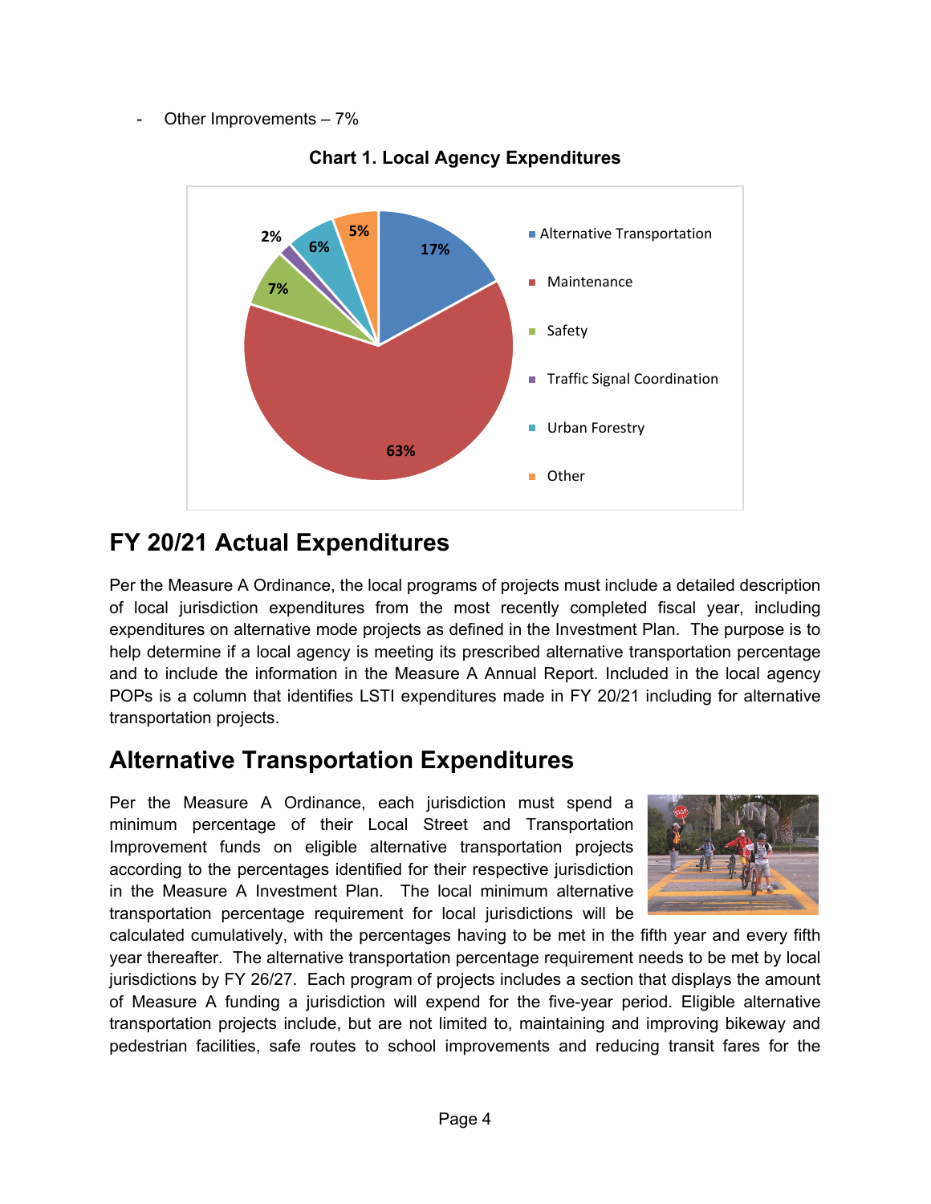- Other Improvements – 7%

**Chart 1. Local Agency Expenditures**

| Category | Percentage |
|---|---|
| Alternative Transportation | 17% |
| Maintenance | 63% |
| Safety | 7% |
| Traffic Signal Coordination | 2% |
| Urban Forestry | 6% |
| Other | 5% |

## FY 20/21 Actual Expenditures

Per the Measure A Ordinance, the local programs of projects must include a detailed description of local jurisdiction expenditures from the most recently completed fiscal year, including expenditures on alternative mode projects as defined in the Investment Plan. The purpose is to help determine if a local agency is meeting its prescribed alternative transportation percentage and to include the information in the Measure A Annual Report. Included in the local agency POPs is a column that identifies LSTI expenditures made in FY 20/21 including for alternative transportation projects.

## Alternative Transportation Expenditures

Per the Measure A Ordinance, each jurisdiction must spend a minimum percentage of their Local Street and Transportation Improvement funds on eligible alternative transportation projects according to the percentages identified for their respective jurisdiction in the Measure A Investment Plan. The local minimum alternative transportation percentage requirement for local jurisdictions will be calculated cumulatively, with the percentages having to be met in the fifth year and every fifth year thereafter. The alternative transportation percentage requirement needs to be met by local jurisdictions by FY 26/27. Each program of projects includes a section that displays the amount of Measure A funding a jurisdiction will expend for the five-year period. Eligible alternative transportation projects include, but are not limited to, maintaining and improving bikeway and pedestrian facilities, safe routes to school improvements and reducing transit fares for the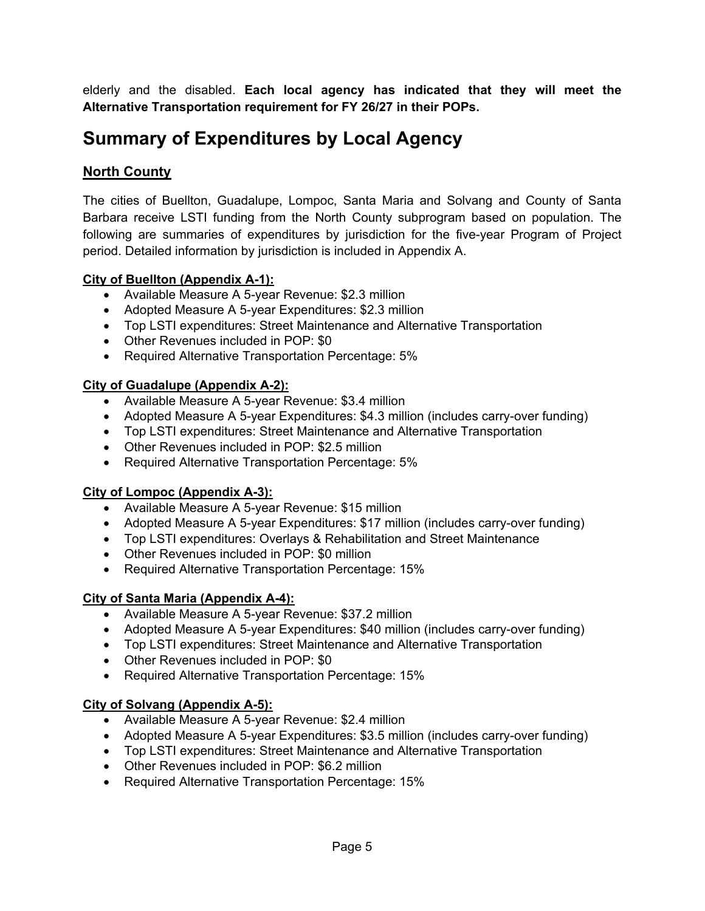elderly and the disabled. **Each local agency has indicated that they will meet the Alternative Transportation requirement for FY 26/27 in their POPs.**

# Summary of Expenditures by Local Agency

## North County

The cities of Buellton, Guadalupe, Lompoc, Santa Maria and Solvang and County of Santa Barbara receive LSTI funding from the North County subprogram based on population. The following are summaries of expenditures by jurisdiction for the five-year Program of Project period. Detailed information by jurisdiction is included in Appendix A.

### City of Buellton (Appendix A-1):

- Available Measure A 5-year Revenue: $2.3 million
- Adopted Measure A 5-year Expenditures: $2.3 million
- Top LSTI expenditures: Street Maintenance and Alternative Transportation
- Other Revenues included in POP: $0
- Required Alternative Transportation Percentage: 5%

### City of Guadalupe (Appendix A-2):

- Available Measure A 5-year Revenue: $3.4 million
- Adopted Measure A 5-year Expenditures: $4.3 million (includes carry-over funding)
- Top LSTI expenditures: Street Maintenance and Alternative Transportation
- Other Revenues included in POP: $2.5 million
- Required Alternative Transportation Percentage: 5%

### City of Lompoc (Appendix A-3):

- Available Measure A 5-year Revenue: $15 million
- Adopted Measure A 5-year Expenditures: $17 million (includes carry-over funding)
- Top LSTI expenditures: Overlays & Rehabilitation and Street Maintenance
- Other Revenues included in POP: $0 million
- Required Alternative Transportation Percentage: 15%

### City of Santa Maria (Appendix A-4):

- Available Measure A 5-year Revenue: $37.2 million
- Adopted Measure A 5-year Expenditures: $40 million (includes carry-over funding)
- Top LSTI expenditures: Street Maintenance and Alternative Transportation
- Other Revenues included in POP: $0
- Required Alternative Transportation Percentage: 15%

### City of Solvang (Appendix A-5):

- Available Measure A 5-year Revenue: $2.4 million
- Adopted Measure A 5-year Expenditures: $3.5 million (includes carry-over funding)
- Top LSTI expenditures: Street Maintenance and Alternative Transportation
- Other Revenues included in POP: $6.2 million
- Required Alternative Transportation Percentage: 15%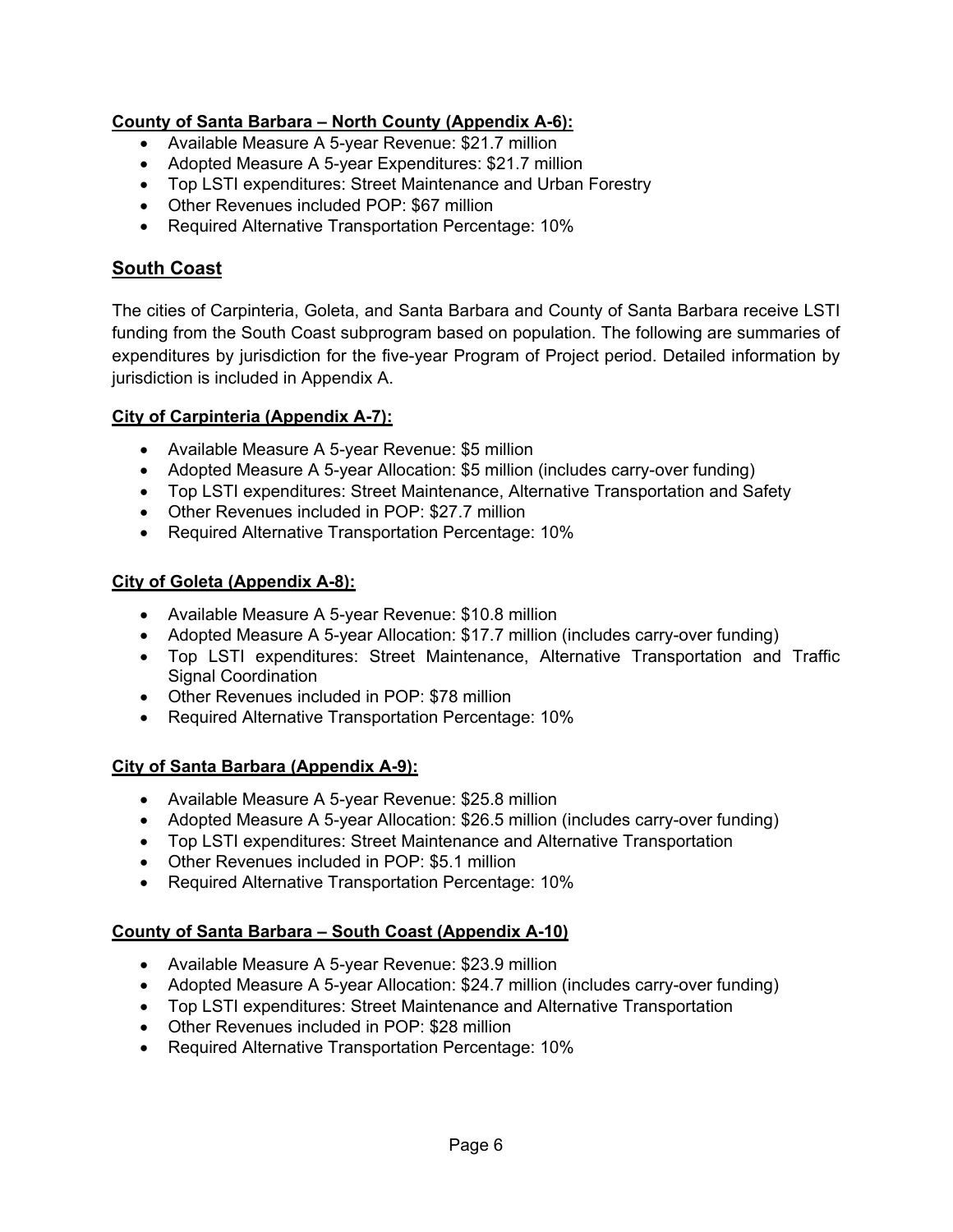**County of Santa Barbara – North County (Appendix A-6):**

- Available Measure A 5-year Revenue: $21.7 million
- Adopted Measure A 5-year Expenditures: $21.7 million
- Top LSTI expenditures: Street Maintenance and Urban Forestry
- Other Revenues included POP: $67 million
- Required Alternative Transportation Percentage: 10%

## South Coast

The cities of Carpinteria, Goleta, and Santa Barbara and County of Santa Barbara receive LSTI funding from the South Coast subprogram based on population. The following are summaries of expenditures by jurisdiction for the five-year Program of Project period. Detailed information by jurisdiction is included in Appendix A.

**City of Carpinteria (Appendix A-7):**

- Available Measure A 5-year Revenue: $5 million
- Adopted Measure A 5-year Allocation: $5 million (includes carry-over funding)
- Top LSTI expenditures: Street Maintenance, Alternative Transportation and Safety
- Other Revenues included in POP: $27.7 million
- Required Alternative Transportation Percentage: 10%

**City of Goleta (Appendix A-8):**

- Available Measure A 5-year Revenue: $10.8 million
- Adopted Measure A 5-year Allocation: $17.7 million (includes carry-over funding)
- Top LSTI expenditures: Street Maintenance, Alternative Transportation and Traffic Signal Coordination
- Other Revenues included in POP: $78 million
- Required Alternative Transportation Percentage: 10%

**City of Santa Barbara (Appendix A-9):**

- Available Measure A 5-year Revenue: $25.8 million
- Adopted Measure A 5-year Allocation: $26.5 million (includes carry-over funding)
- Top LSTI expenditures: Street Maintenance and Alternative Transportation
- Other Revenues included in POP: $5.1 million
- Required Alternative Transportation Percentage: 10%

**County of Santa Barbara – South Coast (Appendix A-10)**

- Available Measure A 5-year Revenue: $23.9 million
- Adopted Measure A 5-year Allocation: $24.7 million (includes carry-over funding)
- Top LSTI expenditures: Street Maintenance and Alternative Transportation
- Other Revenues included in POP: $28 million
- Required Alternative Transportation Percentage: 10%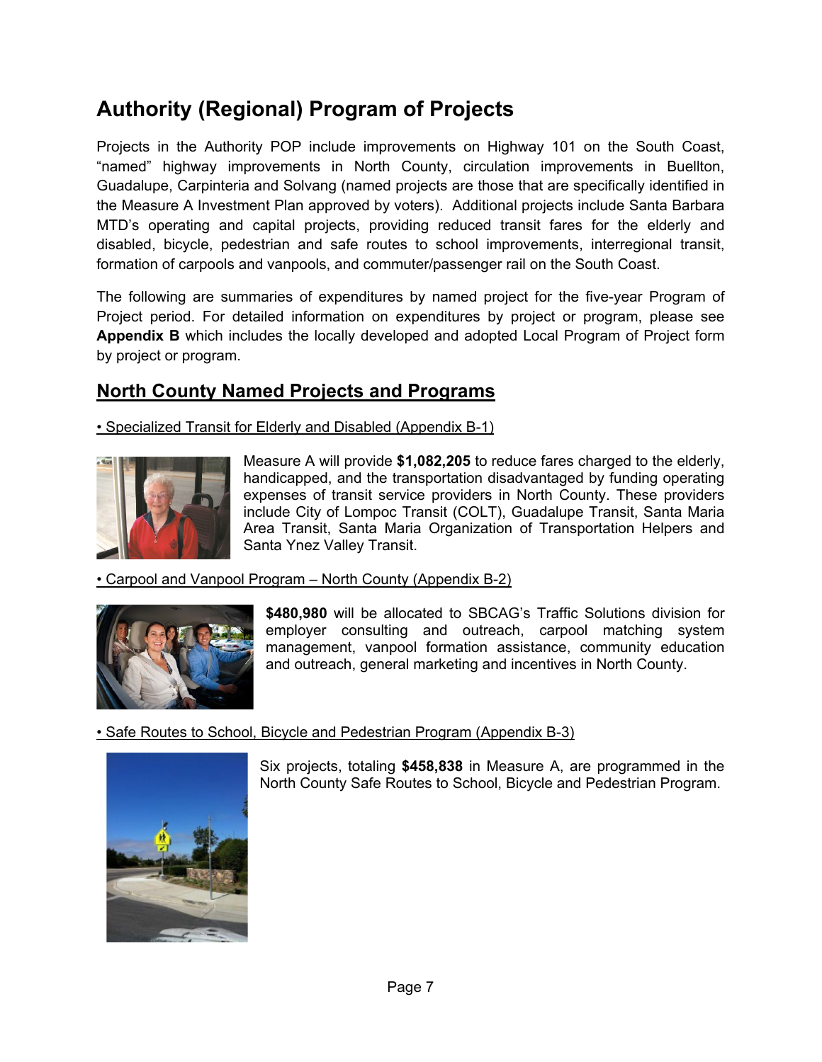# Authority (Regional) Program of Projects

Projects in the Authority POP include improvements on Highway 101 on the South Coast, "named" highway improvements in North County, circulation improvements in Buellton, Guadalupe, Carpinteria and Solvang (named projects are those that are specifically identified in the Measure A Investment Plan approved by voters). Additional projects include Santa Barbara MTD's operating and capital projects, providing reduced transit fares for the elderly and disabled, bicycle, pedestrian and safe routes to school improvements, interregional transit, formation of carpools and vanpools, and commuter/passenger rail on the South Coast.

The following are summaries of expenditures by named project for the five-year Program of Project period. For detailed information on expenditures by project or program, please see **Appendix B** which includes the locally developed and adopted Local Program of Project form by project or program.

## North County Named Projects and Programs

• Specialized Transit for Elderly and Disabled (Appendix B-1)

Measure A will provide **$1,082,205** to reduce fares charged to the elderly, handicapped, and the transportation disadvantaged by funding operating expenses of transit service providers in North County. These providers include City of Lompoc Transit (COLT), Guadalupe Transit, Santa Maria Area Transit, Santa Maria Organization of Transportation Helpers and Santa Ynez Valley Transit.

• Carpool and Vanpool Program – North County (Appendix B-2)

**$480,980** will be allocated to SBCAG's Traffic Solutions division for employer consulting and outreach, carpool matching system management, vanpool formation assistance, community education and outreach, general marketing and incentives in North County.

• Safe Routes to School, Bicycle and Pedestrian Program (Appendix B-3)

Six projects, totaling **$458,838** in Measure A, are programmed in the North County Safe Routes to School, Bicycle and Pedestrian Program.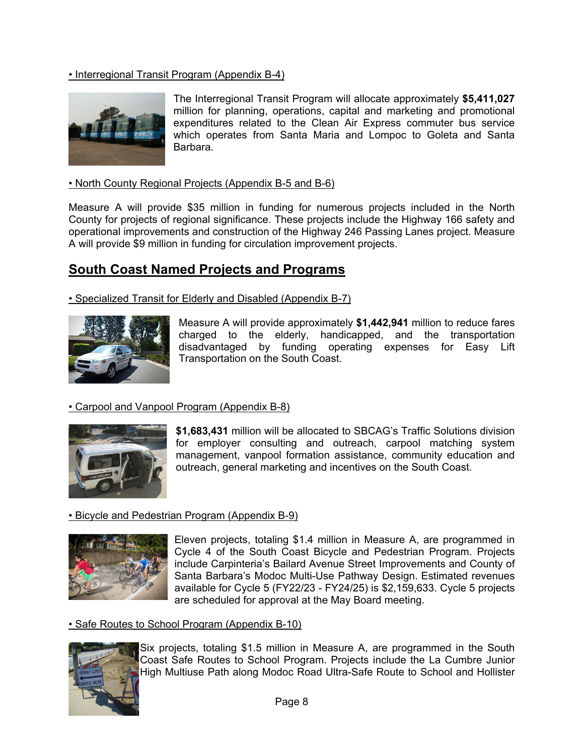• Interregional Transit Program (Appendix B-4)

The Interregional Transit Program will allocate approximately **$5,411,027** million for planning, operations, capital and marketing and promotional expenditures related to the Clean Air Express commuter bus service which operates from Santa Maria and Lompoc to Goleta and Santa Barbara.

• North County Regional Projects (Appendix B-5 and B-6)

Measure A will provide $35 million in funding for numerous projects included in the North County for projects of regional significance. These projects include the Highway 166 safety and operational improvements and construction of the Highway 246 Passing Lanes project. Measure A will provide $9 million in funding for circulation improvement projects.

## South Coast Named Projects and Programs

• Specialized Transit for Elderly and Disabled (Appendix B-7)

Measure A will provide approximately **$1,442,941** million to reduce fares charged to the elderly, handicapped, and the transportation disadvantaged by funding operating expenses for Easy Lift Transportation on the South Coast.

• Carpool and Vanpool Program (Appendix B-8)

**$1,683,431** million will be allocated to SBCAG's Traffic Solutions division for employer consulting and outreach, carpool matching system management, vanpool formation assistance, community education and outreach, general marketing and incentives on the South Coast.

• Bicycle and Pedestrian Program (Appendix B-9)

Eleven projects, totaling $1.4 million in Measure A, are programmed in Cycle 4 of the South Coast Bicycle and Pedestrian Program. Projects include Carpinteria's Bailard Avenue Street Improvements and County of Santa Barbara's Modoc Multi-Use Pathway Design. Estimated revenues available for Cycle 5 (FY22/23 - FY24/25) is $2,159,633. Cycle 5 projects are scheduled for approval at the May Board meeting.

• Safe Routes to School Program (Appendix B-10)

Six projects, totaling $1.5 million in Measure A, are programmed in the South Coast Safe Routes to School Program. Projects include the La Cumbre Junior High Multiuse Path along Modoc Road Ultra-Safe Route to School and Hollister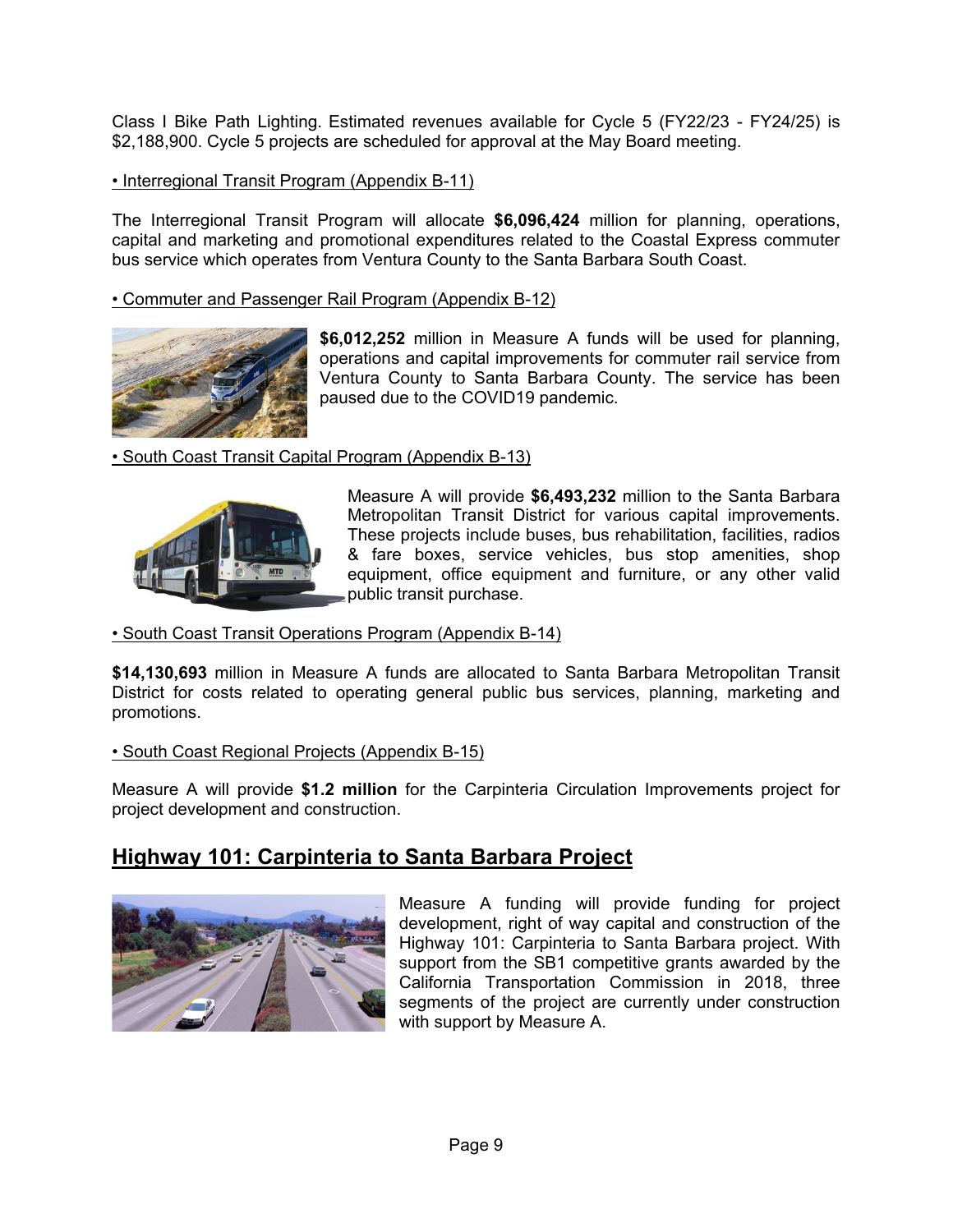Class I Bike Path Lighting. Estimated revenues available for Cycle 5 (FY22/23 - FY24/25) is $2,188,900. Cycle 5 projects are scheduled for approval at the May Board meeting.

• Interregional Transit Program (Appendix B-11)

The Interregional Transit Program will allocate **$6,096,424** million for planning, operations, capital and marketing and promotional expenditures related to the Coastal Express commuter bus service which operates from Ventura County to the Santa Barbara South Coast.

• Commuter and Passenger Rail Program (Appendix B-12)

**$6,012,252** million in Measure A funds will be used for planning, operations and capital improvements for commuter rail service from Ventura County to Santa Barbara County. The service has been paused due to the COVID19 pandemic.

• South Coast Transit Capital Program (Appendix B-13)

Measure A will provide **$6,493,232** million to the Santa Barbara Metropolitan Transit District for various capital improvements. These projects include buses, bus rehabilitation, facilities, radios & fare boxes, service vehicles, bus stop amenities, shop equipment, office equipment and furniture, or any other valid public transit purchase.

• South Coast Transit Operations Program (Appendix B-14)

**$14,130,693** million in Measure A funds are allocated to Santa Barbara Metropolitan Transit District for costs related to operating general public bus services, planning, marketing and promotions.

• South Coast Regional Projects (Appendix B-15)

Measure A will provide **$1.2 million** for the Carpinteria Circulation Improvements project for project development and construction.

## Highway 101: Carpinteria to Santa Barbara Project

Measure A funding will provide funding for project development, right of way capital and construction of the Highway 101: Carpinteria to Santa Barbara project. With support from the SB1 competitive grants awarded by the California Transportation Commission in 2018, three segments of the project are currently under construction with support by Measure A.